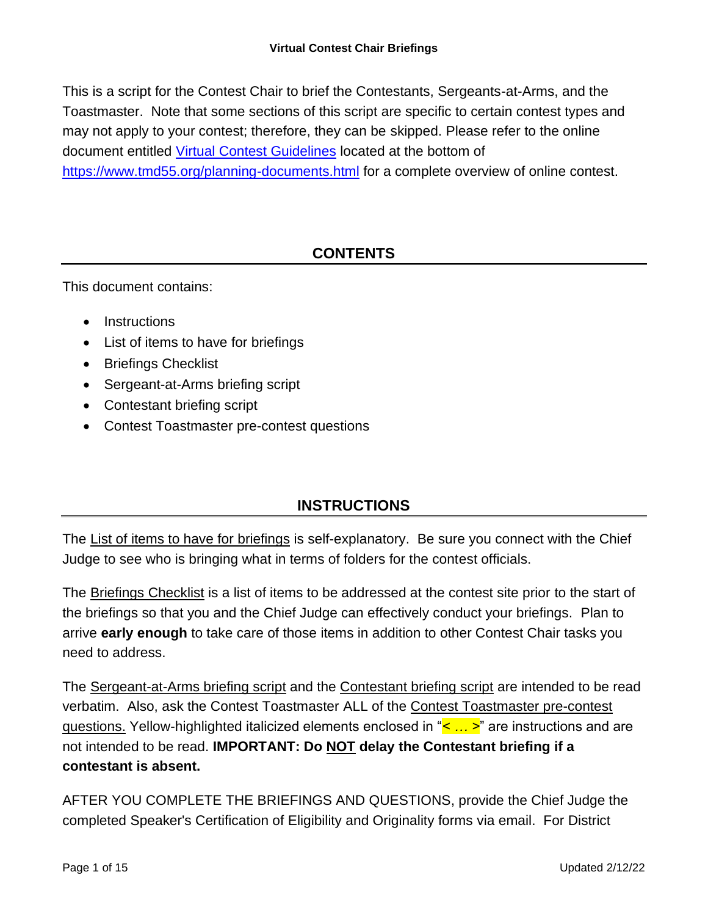**Virtual Contest Chair Briefings**

This is a script for the Contest Chair to brief the Contestants, Sergeants-at-Arms, and the Toastmaster. Note that some sections of this script are specific to certain contest types and may not apply to your contest; therefore, they can be skipped. Please refer to the online document entitled [Virtual Contest Guidelines](https://www.tmd55.org/planning-documents.html) located at the bottom of https://www.tmd55.org/planning-documents.html for a complete overview of online contest.

## CONTENTS

This document contains:

- Instructions
- List of items to have for briefings
- Briefings Checklist
- Sergeant-at-Arms briefing script
- Contestant briefing script
- Contest Toastmaster pre-contest questions

## INSTRUCTIONS

The List of items to have for briefings is self-explanatory. Be sure you connect with the Chief Judge to see who is bringing what in terms of folders for the contest officials.

The Briefings Checklist is a list of items to be addressed at the contest site prior to the start of the briefings so that you and the Chief Judge can effectively conduct your briefings. Plan to arrive **early enough** to take care of those items in addition to other Contest Chair tasks you need to address.

The Sergeant-at-Arms briefing script and the Contestant briefing script are intended to be read verbatim. Also, ask the Contest Toastmaster ALL of the Contest Toastmaster pre-contest questions. Yellow-highlighted italicized elements enclosed in "*< … >*" are instructions and are not intended to be read. **IMPORTANT: Do NOT delay the Contestant briefing if a contestant is absent.**

AFTER YOU COMPLETE THE BRIEFINGS AND QUESTIONS, provide the Chief Judge the completed Speaker's Certification of Eligibility and Originality forms via email. For District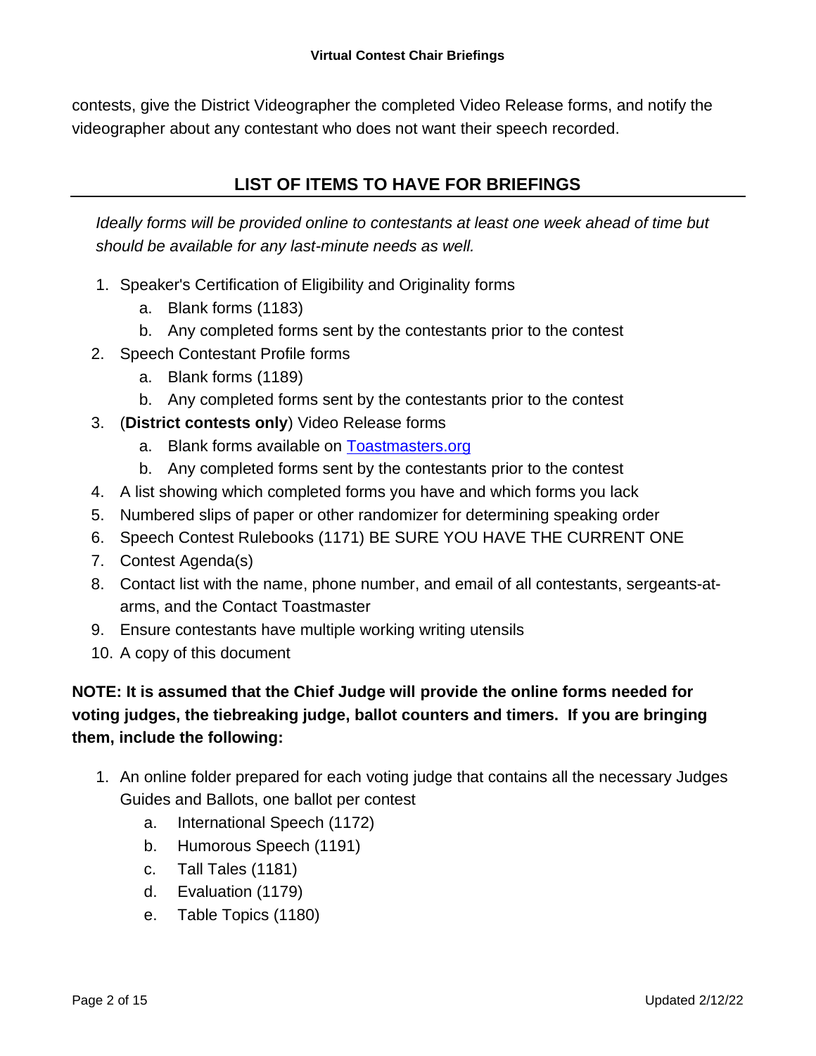contests, give the District Videographer the completed Video Release forms, and notify the videographer about any contestant who does not want their speech recorded.

## LIST OF ITEMS TO HAVE FOR BRIEFINGS

*Ideally forms will be provided online to contestants at least one week ahead of time but should be available for any last-minute needs as well.*

1. Speaker's Certification of Eligibility and Originality forms
    a. Blank forms (1183)
    b. Any completed forms sent by the contestants prior to the contest
2. Speech Contestant Profile forms
    a. Blank forms (1189)
    b. Any completed forms sent by the contestants prior to the contest
3. (**District contests only**) Video Release forms
    a. Blank forms available on [Toastmasters.org](Toastmasters.org)
    b. Any completed forms sent by the contestants prior to the contest
4. A list showing which completed forms you have and which forms you lack
5. Numbered slips of paper or other randomizer for determining speaking order
6. Speech Contest Rulebooks (1171) BE SURE YOU HAVE THE CURRENT ONE
7. Contest Agenda(s)
8. Contact list with the name, phone number, and email of all contestants, sergeants-at-arms, and the Contact Toastmaster
9. Ensure contestants have multiple working writing utensils
10. A copy of this document

**NOTE: It is assumed that the Chief Judge will provide the online forms needed for voting judges, the tiebreaking judge, ballot counters and timers. If you are bringing them, include the following:**

1. An online folder prepared for each voting judge that contains all the necessary Judges Guides and Ballots, one ballot per contest
    a. International Speech (1172)
    b. Humorous Speech (1191)
    c. Tall Tales (1181)
    d. Evaluation (1179)
    e. Table Topics (1180)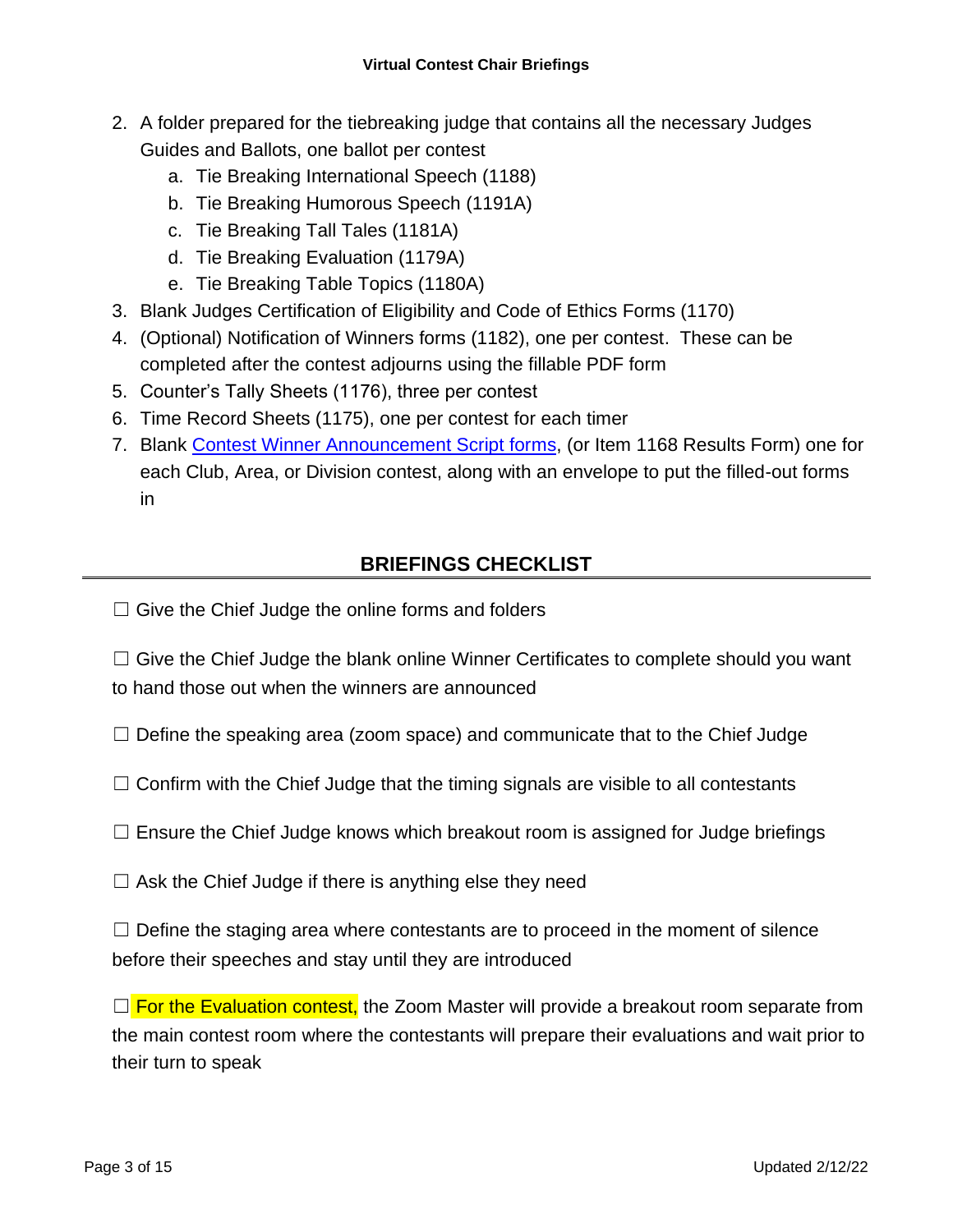2. A folder prepared for the tiebreaking judge that contains all the necessary Judges Guides and Ballots, one ballot per contest
    a. Tie Breaking International Speech (1188)
    b. Tie Breaking Humorous Speech (1191A)
    c. Tie Breaking Tall Tales (1181A)
    d. Tie Breaking Evaluation (1179A)
    e. Tie Breaking Table Topics (1180A)
3. Blank Judges Certification of Eligibility and Code of Ethics Forms (1170)
4. (Optional) Notification of Winners forms (1182), one per contest. These can be completed after the contest adjourns using the fillable PDF form
5. Counter's Tally Sheets (1176), three per contest
6. Time Record Sheets (1175), one per contest for each timer
7. Blank Contest Winner Announcement Script forms, (or Item 1168 Results Form) one for each Club, Area, or Division contest, along with an envelope to put the filled-out forms in

## BRIEFINGS CHECKLIST

☐ Give the Chief Judge the online forms and folders

☐ Give the Chief Judge the blank online Winner Certificates to complete should you want to hand those out when the winners are announced

☐ Define the speaking area (zoom space) and communicate that to the Chief Judge

☐ Confirm with the Chief Judge that the timing signals are visible to all contestants

☐ Ensure the Chief Judge knows which breakout room is assigned for Judge briefings

☐ Ask the Chief Judge if there is anything else they need

☐ Define the staging area where contestants are to proceed in the moment of silence before their speeches and stay until they are introduced

☐ For the Evaluation contest, the Zoom Master will provide a breakout room separate from the main contest room where the contestants will prepare their evaluations and wait prior to their turn to speak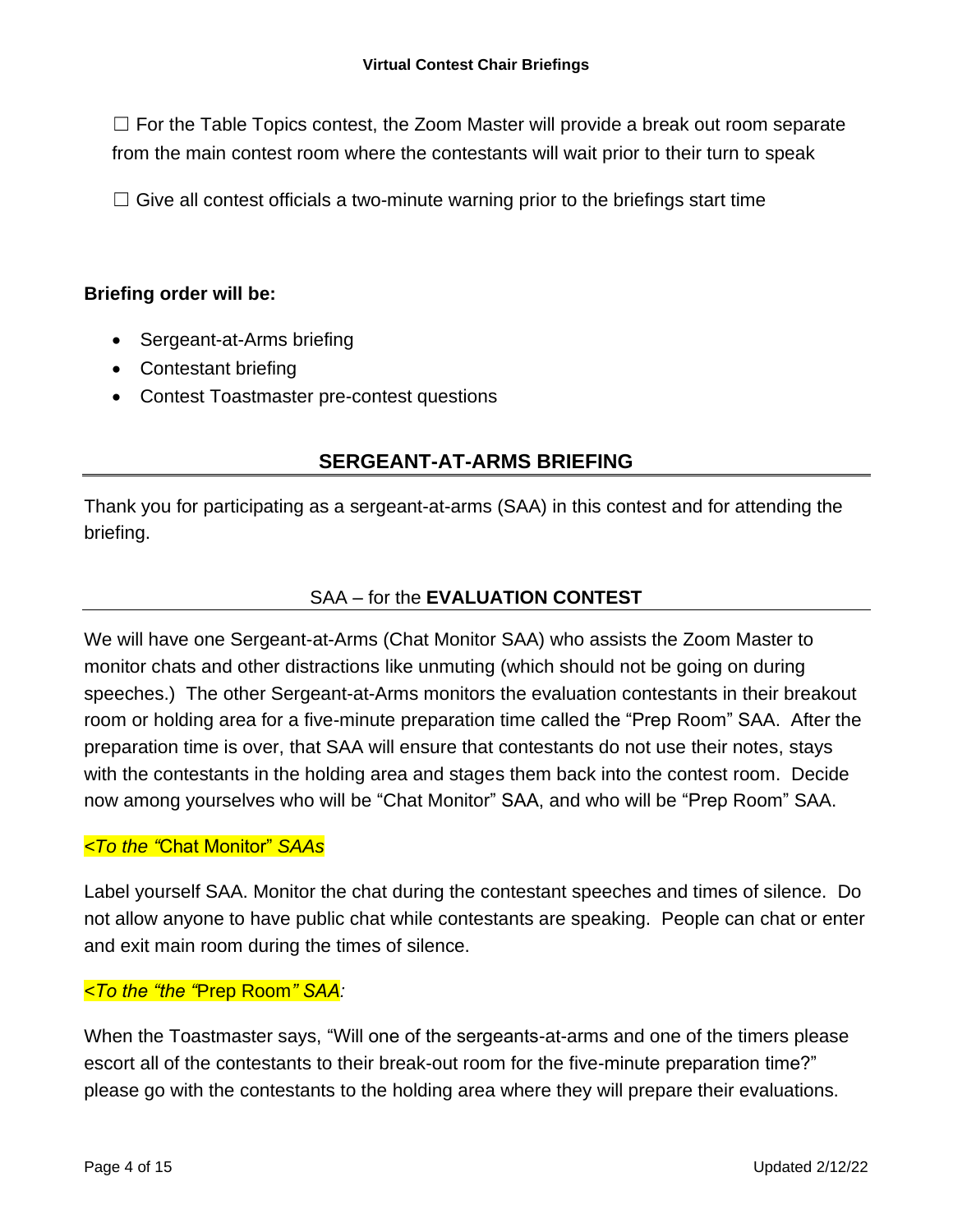☐ For the Table Topics contest, the Zoom Master will provide a break out room separate from the main contest room where the contestants will wait prior to their turn to speak

☐ Give all contest officials a two-minute warning prior to the briefings start time

**Briefing order will be:**

- Sergeant-at-Arms briefing
- Contestant briefing
- Contest Toastmaster pre-contest questions

## SERGEANT-AT-ARMS BRIEFING

Thank you for participating as a sergeant-at-arms (SAA) in this contest and for attending the briefing.

### SAA – for the **EVALUATION CONTEST**

We will have one Sergeant-at-Arms (Chat Monitor SAA) who assists the Zoom Master to monitor chats and other distractions like unmuting (which should not be going on during speeches.) The other Sergeant-at-Arms monitors the evaluation contestants in their breakout room or holding area for a five-minute preparation time called the "Prep Room" SAA. After the preparation time is over, that SAA will ensure that contestants do not use their notes, stays with the contestants in the holding area and stages them back into the contest room. Decide now among yourselves who will be "Chat Monitor" SAA, and who will be "Prep Room" SAA.

*<To the "*Chat Monitor" *SAAs*

Label yourself SAA. Monitor the chat during the contestant speeches and times of silence. Do not allow anyone to have public chat while contestants are speaking. People can chat or enter and exit main room during the times of silence.

*<To the "the "*Prep Room*" SAA:*

When the Toastmaster says, "Will one of the sergeants-at-arms and one of the timers please escort all of the contestants to their break-out room for the five-minute preparation time?" please go with the contestants to the holding area where they will prepare their evaluations.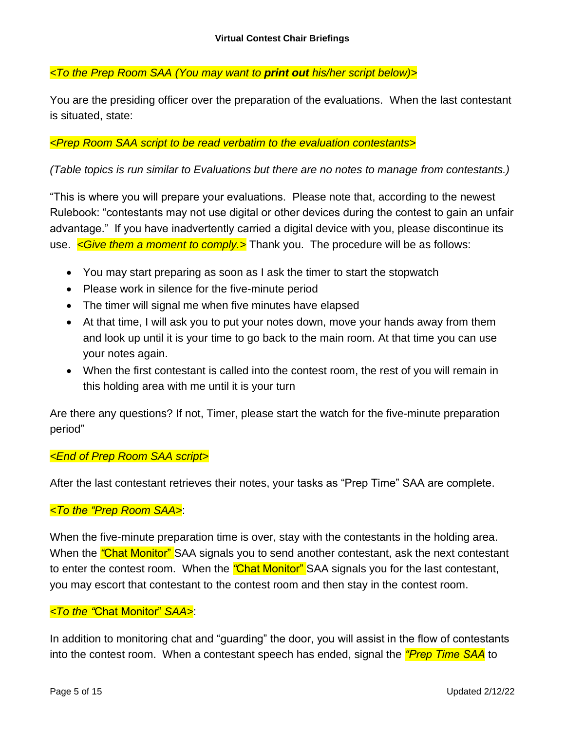*<To the Prep Room SAA (You may want to **print out** his/her script below)>*

You are the presiding officer over the preparation of the evaluations. When the last contestant is situated, state:

*<Prep Room SAA script to be read verbatim to the evaluation contestants>*

*(Table topics is run similar to Evaluations but there are no notes to manage from contestants.)*

"This is where you will prepare your evaluations. Please note that, according to the newest Rulebook: "contestants may not use digital or other devices during the contest to gain an unfair advantage." If you have inadvertently carried a digital device with you, please discontinue its use. *<Give them a moment to comply.>* Thank you. The procedure will be as follows:

- You may start preparing as soon as I ask the timer to start the stopwatch
- Please work in silence for the five-minute period
- The timer will signal me when five minutes have elapsed
- At that time, I will ask you to put your notes down, move your hands away from them and look up until it is your time to go back to the main room. At that time you can use your notes again.
- When the first contestant is called into the contest room, the rest of you will remain in this holding area with me until it is your turn

Are there any questions? If not, Timer, please start the watch for the five-minute preparation period"

*<End of Prep Room SAA script>*

After the last contestant retrieves their notes, your tasks as "Prep Time" SAA are complete.

*<To the "Prep Room SAA>*:

When the five-minute preparation time is over, stay with the contestants in the holding area. When the *"*Chat Monitor" SAA signals you to send another contestant, ask the next contestant to enter the contest room. When the *"*Chat Monitor" SAA signals you for the last contestant, you may escort that contestant to the contest room and then stay in the contest room.

*<To the "*Chat Monitor" *SAA>*:

In addition to monitoring chat and "guarding" the door, you will assist in the flow of contestants into the contest room. When a contestant speech has ended, signal the *"Prep Time SAA* to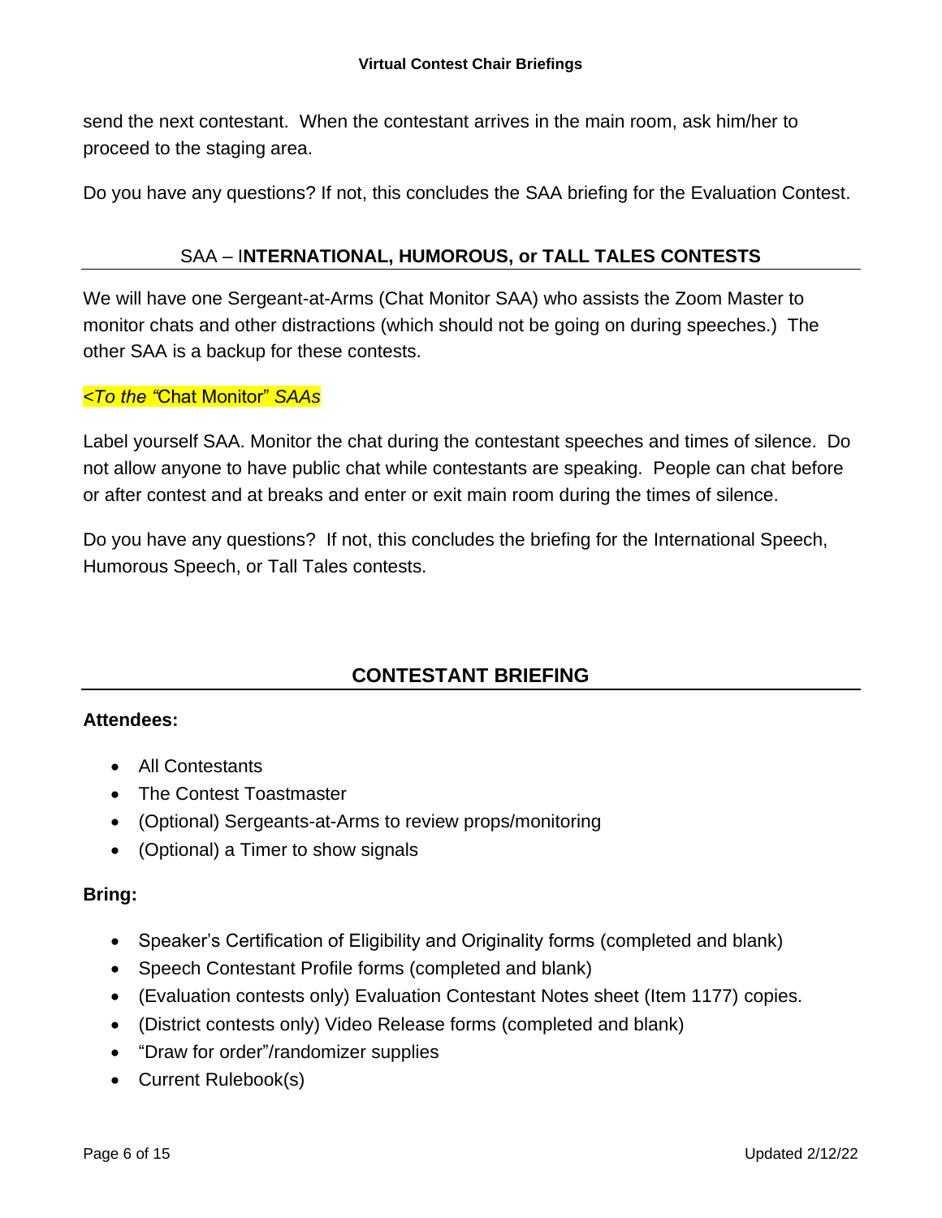send the next contestant. When the contestant arrives in the main room, ask him/her to proceed to the staging area.

Do you have any questions? If not, this concludes the SAA briefing for the Evaluation Contest.

## SAA – INTERNATIONAL, HUMOROUS, or TALL TALES CONTESTS

We will have one Sergeant-at-Arms (Chat Monitor SAA) who assists the Zoom Master to monitor chats and other distractions (which should not be going on during speeches.) The other SAA is a backup for these contests.

*<To the "*Chat Monitor" *SAAs*

Label yourself SAA. Monitor the chat during the contestant speeches and times of silence. Do not allow anyone to have public chat while contestants are speaking. People can chat before or after contest and at breaks and enter or exit main room during the times of silence.

Do you have any questions? If not, this concludes the briefing for the International Speech, Humorous Speech, or Tall Tales contests.

## CONTESTANT BRIEFING

**Attendees:**

- All Contestants
- The Contest Toastmaster
- (Optional) Sergeants-at-Arms to review props/monitoring
- (Optional) a Timer to show signals

**Bring:**

- Speaker's Certification of Eligibility and Originality forms (completed and blank)
- Speech Contestant Profile forms (completed and blank)
- (Evaluation contests only) Evaluation Contestant Notes sheet (Item 1177) copies.
- (District contests only) Video Release forms (completed and blank)
- "Draw for order"/randomizer supplies
- Current Rulebook(s)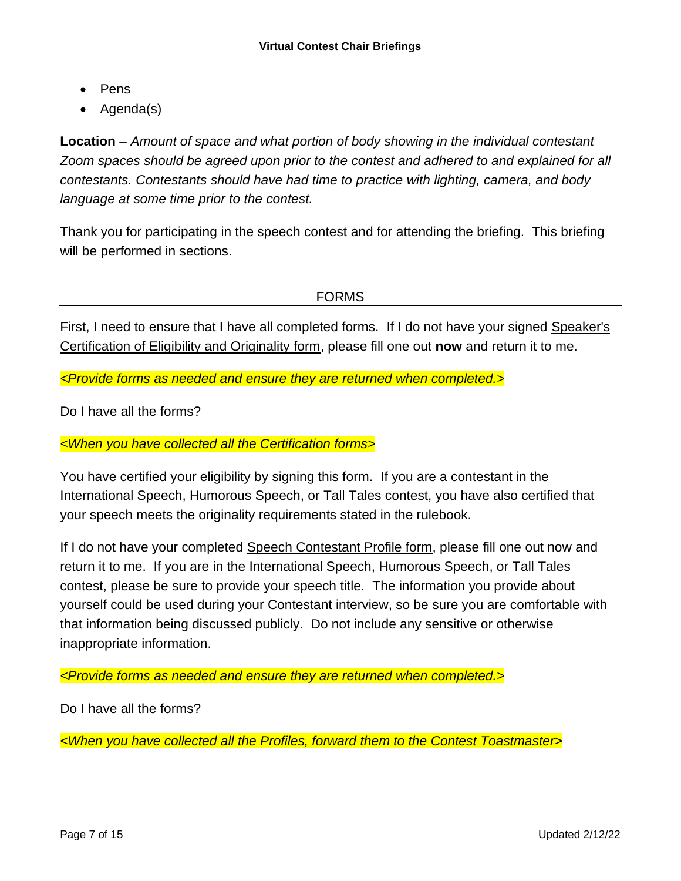- Pens
- Agenda(s)

**Location** – *Amount of space and what portion of body showing in the individual contestant Zoom spaces should be agreed upon prior to the contest and adhered to and explained for all contestants. Contestants should have had time to practice with lighting, camera, and body language at some time prior to the contest.*

Thank you for participating in the speech contest and for attending the briefing. This briefing will be performed in sections.

## FORMS

First, I need to ensure that I have all completed forms. If I do not have your signed Speaker's Certification of Eligibility and Originality form, please fill one out **now** and return it to me.

*<Provide forms as needed and ensure they are returned when completed.>*

Do I have all the forms?

*<When you have collected all the Certification forms>*

You have certified your eligibility by signing this form. If you are a contestant in the International Speech, Humorous Speech, or Tall Tales contest, you have also certified that your speech meets the originality requirements stated in the rulebook.

If I do not have your completed Speech Contestant Profile form, please fill one out now and return it to me. If you are in the International Speech, Humorous Speech, or Tall Tales contest, please be sure to provide your speech title. The information you provide about yourself could be used during your Contestant interview, so be sure you are comfortable with that information being discussed publicly. Do not include any sensitive or otherwise inappropriate information.

*<Provide forms as needed and ensure they are returned when completed.>*

Do I have all the forms?

*<When you have collected all the Profiles, forward them to the Contest Toastmaster>*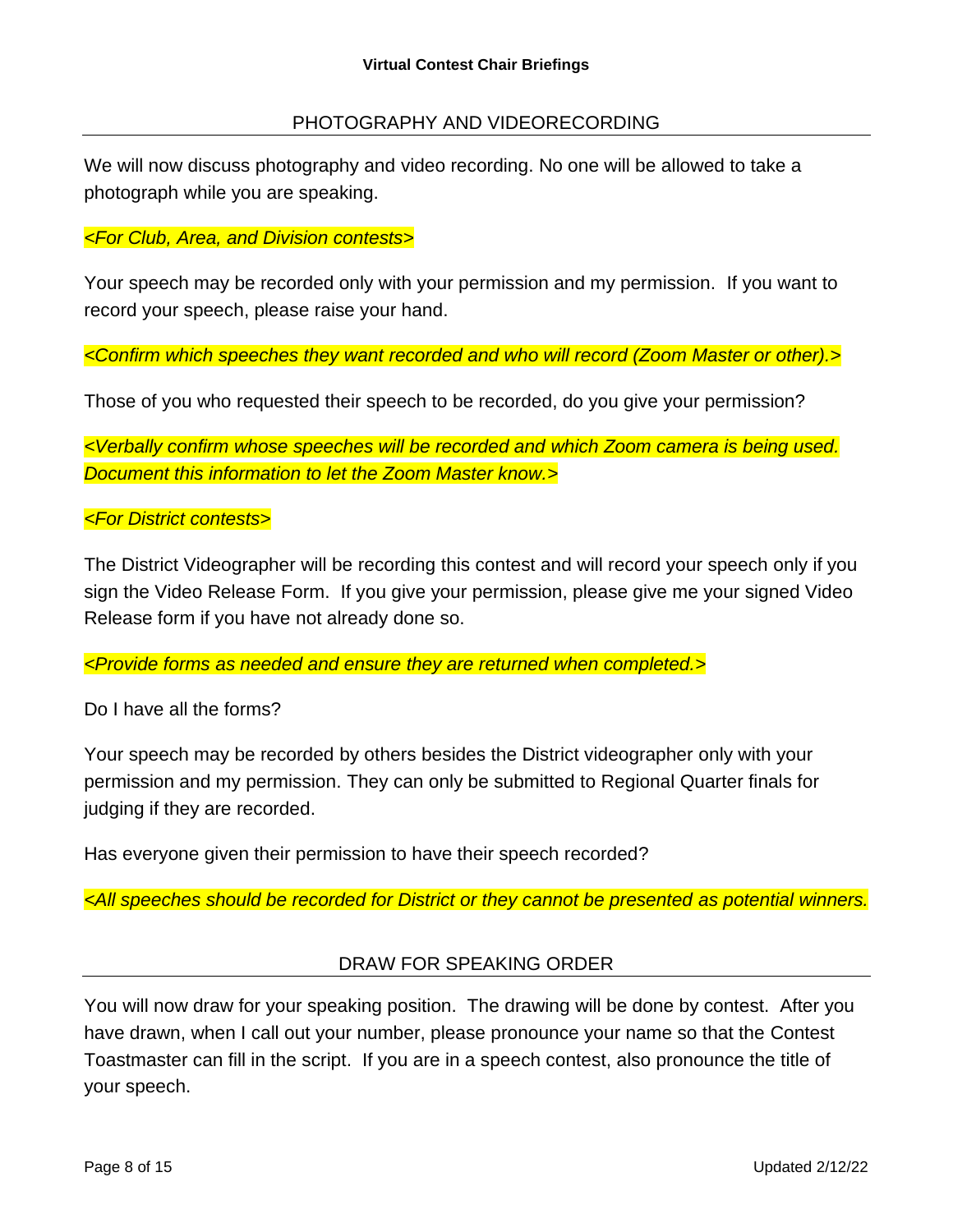## PHOTOGRAPHY AND VIDEORECORDING

We will now discuss photography and video recording. No one will be allowed to take a photograph while you are speaking.

*<For Club, Area, and Division contests>*

Your speech may be recorded only with your permission and my permission. If you want to record your speech, please raise your hand.

*<Confirm which speeches they want recorded and who will record (Zoom Master or other).>*

Those of you who requested their speech to be recorded, do you give your permission?

*<Verbally confirm whose speeches will be recorded and which Zoom camera is being used. Document this information to let the Zoom Master know.>*

*<For District contests>*

The District Videographer will be recording this contest and will record your speech only if you sign the Video Release Form. If you give your permission, please give me your signed Video Release form if you have not already done so.

*<Provide forms as needed and ensure they are returned when completed.>*

Do I have all the forms?

Your speech may be recorded by others besides the District videographer only with your permission and my permission. They can only be submitted to Regional Quarter finals for judging if they are recorded.

Has everyone given their permission to have their speech recorded?

*<All speeches should be recorded for District or they cannot be presented as potential winners.*

## DRAW FOR SPEAKING ORDER

You will now draw for your speaking position. The drawing will be done by contest. After you have drawn, when I call out your number, please pronounce your name so that the Contest Toastmaster can fill in the script. If you are in a speech contest, also pronounce the title of your speech.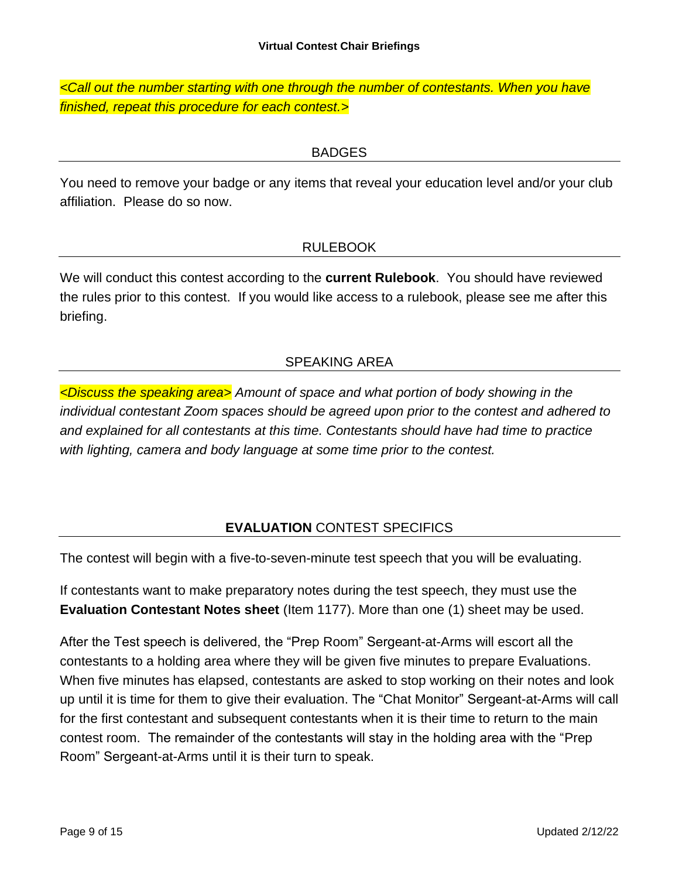*<Call out the number starting with one through the number of contestants. When you have finished, repeat this procedure for each contest.>*

## BADGES

You need to remove your badge or any items that reveal your education level and/or your club affiliation. Please do so now.

## RULEBOOK

We will conduct this contest according to the **current Rulebook**. You should have reviewed the rules prior to this contest. If you would like access to a rulebook, please see me after this briefing.

## SPEAKING AREA

*<Discuss the speaking area> Amount of space and what portion of body showing in the individual contestant Zoom spaces should be agreed upon prior to the contest and adhered to and explained for all contestants at this time. Contestants should have had time to practice with lighting, camera and body language at some time prior to the contest.*

## **EVALUATION** CONTEST SPECIFICS

The contest will begin with a five-to-seven-minute test speech that you will be evaluating.

If contestants want to make preparatory notes during the test speech, they must use the **Evaluation Contestant Notes sheet** (Item 1177). More than one (1) sheet may be used.

After the Test speech is delivered, the "Prep Room" Sergeant-at-Arms will escort all the contestants to a holding area where they will be given five minutes to prepare Evaluations. When five minutes has elapsed, contestants are asked to stop working on their notes and look up until it is time for them to give their evaluation. The "Chat Monitor" Sergeant-at-Arms will call for the first contestant and subsequent contestants when it is their time to return to the main contest room. The remainder of the contestants will stay in the holding area with the "Prep Room" Sergeant-at-Arms until it is their turn to speak.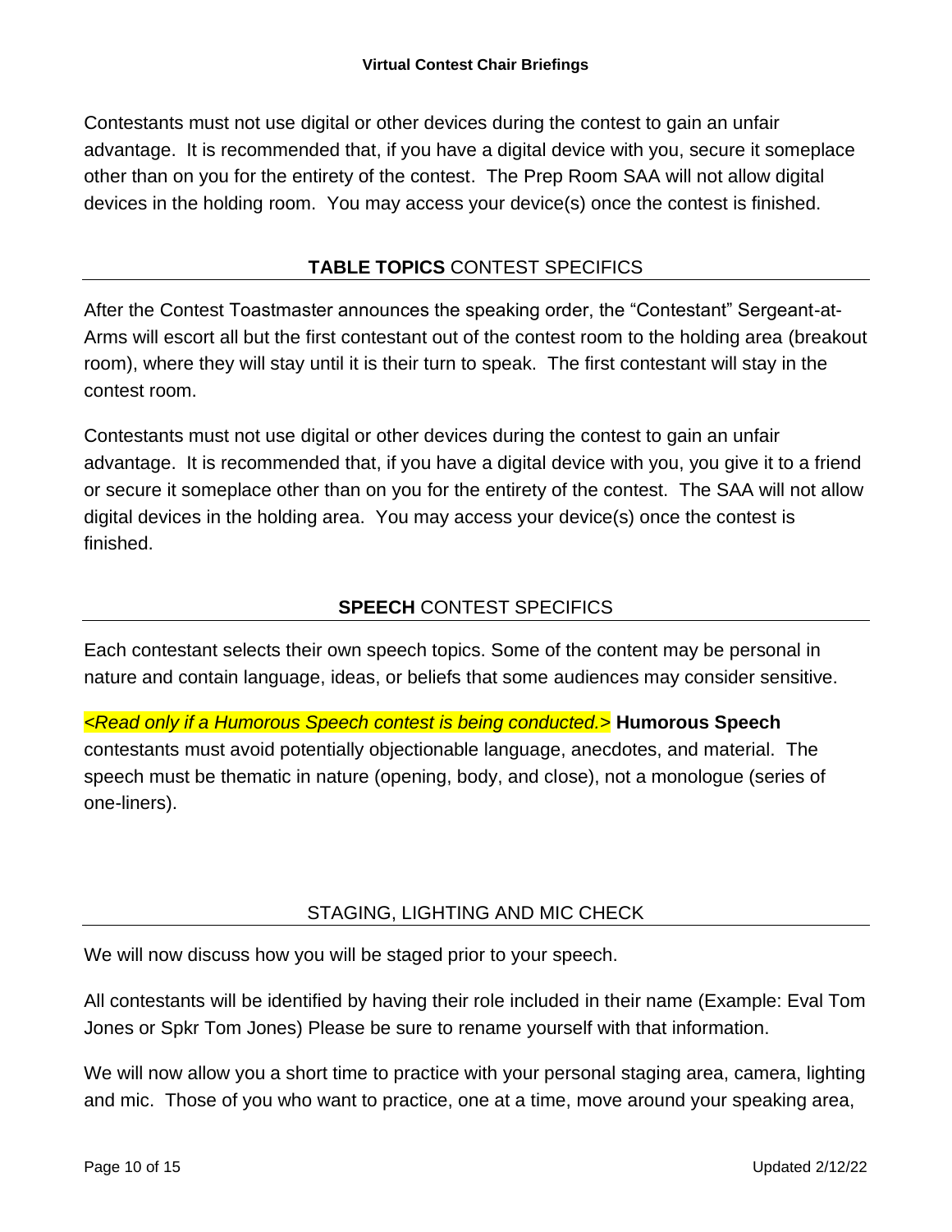Contestants must not use digital or other devices during the contest to gain an unfair advantage. It is recommended that, if you have a digital device with you, secure it someplace other than on you for the entirety of the contest. The Prep Room SAA will not allow digital devices in the holding room. You may access your device(s) once the contest is finished.

## **TABLE TOPICS** CONTEST SPECIFICS

After the Contest Toastmaster announces the speaking order, the "Contestant" Sergeant-at-Arms will escort all but the first contestant out of the contest room to the holding area (breakout room), where they will stay until it is their turn to speak. The first contestant will stay in the contest room.

Contestants must not use digital or other devices during the contest to gain an unfair advantage. It is recommended that, if you have a digital device with you, you give it to a friend or secure it someplace other than on you for the entirety of the contest. The SAA will not allow digital devices in the holding area. You may access your device(s) once the contest is finished.

## **SPEECH** CONTEST SPECIFICS

Each contestant selects their own speech topics. Some of the content may be personal in nature and contain language, ideas, or beliefs that some audiences may consider sensitive.

*<Read only if a Humorous Speech contest is being conducted.>* **Humorous Speech** contestants must avoid potentially objectionable language, anecdotes, and material. The speech must be thematic in nature (opening, body, and close), not a monologue (series of one-liners).

## STAGING, LIGHTING AND MIC CHECK

We will now discuss how you will be staged prior to your speech.

All contestants will be identified by having their role included in their name (Example: Eval Tom Jones or Spkr Tom Jones) Please be sure to rename yourself with that information.

We will now allow you a short time to practice with your personal staging area, camera, lighting and mic. Those of you who want to practice, one at a time, move around your speaking area,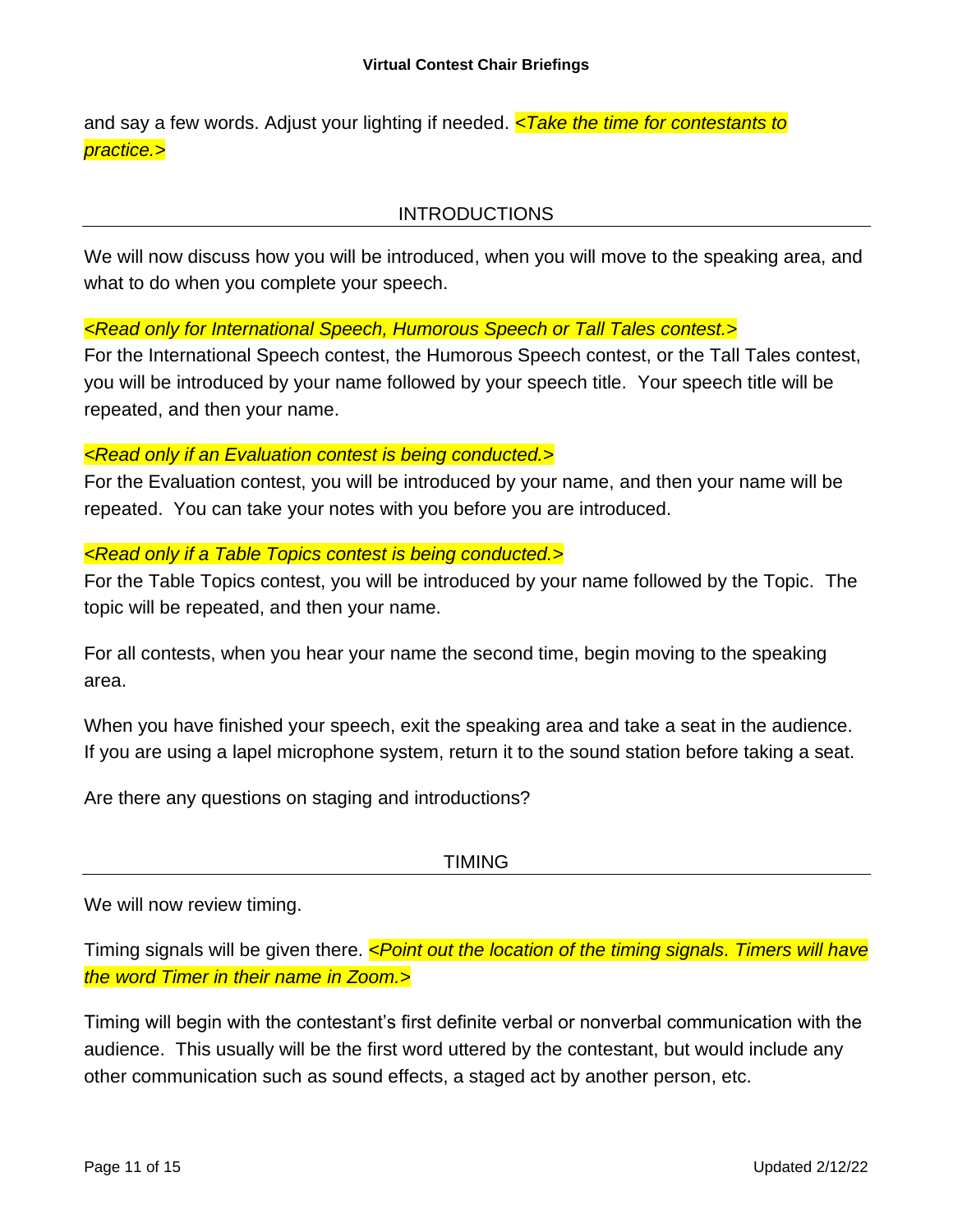and say a few words. Adjust your lighting if needed. *<Take the time for contestants to practice.>*

## INTRODUCTIONS

We will now discuss how you will be introduced, when you will move to the speaking area, and what to do when you complete your speech.

*<Read only for International Speech, Humorous Speech or Tall Tales contest.>*
For the International Speech contest, the Humorous Speech contest, or the Tall Tales contest, you will be introduced by your name followed by your speech title. Your speech title will be repeated, and then your name.

*<Read only if an Evaluation contest is being conducted.>*
For the Evaluation contest, you will be introduced by your name, and then your name will be repeated. You can take your notes with you before you are introduced.

*<Read only if a Table Topics contest is being conducted.>*
For the Table Topics contest, you will be introduced by your name followed by the Topic. The topic will be repeated, and then your name.

For all contests, when you hear your name the second time, begin moving to the speaking area.

When you have finished your speech, exit the speaking area and take a seat in the audience. If you are using a lapel microphone system, return it to the sound station before taking a seat.

Are there any questions on staging and introductions?

## TIMING

We will now review timing.

Timing signals will be given there. *<Point out the location of the timing signals. Timers will have the word Timer in their name in Zoom.>*

Timing will begin with the contestant's first definite verbal or nonverbal communication with the audience. This usually will be the first word uttered by the contestant, but would include any other communication such as sound effects, a staged act by another person, etc.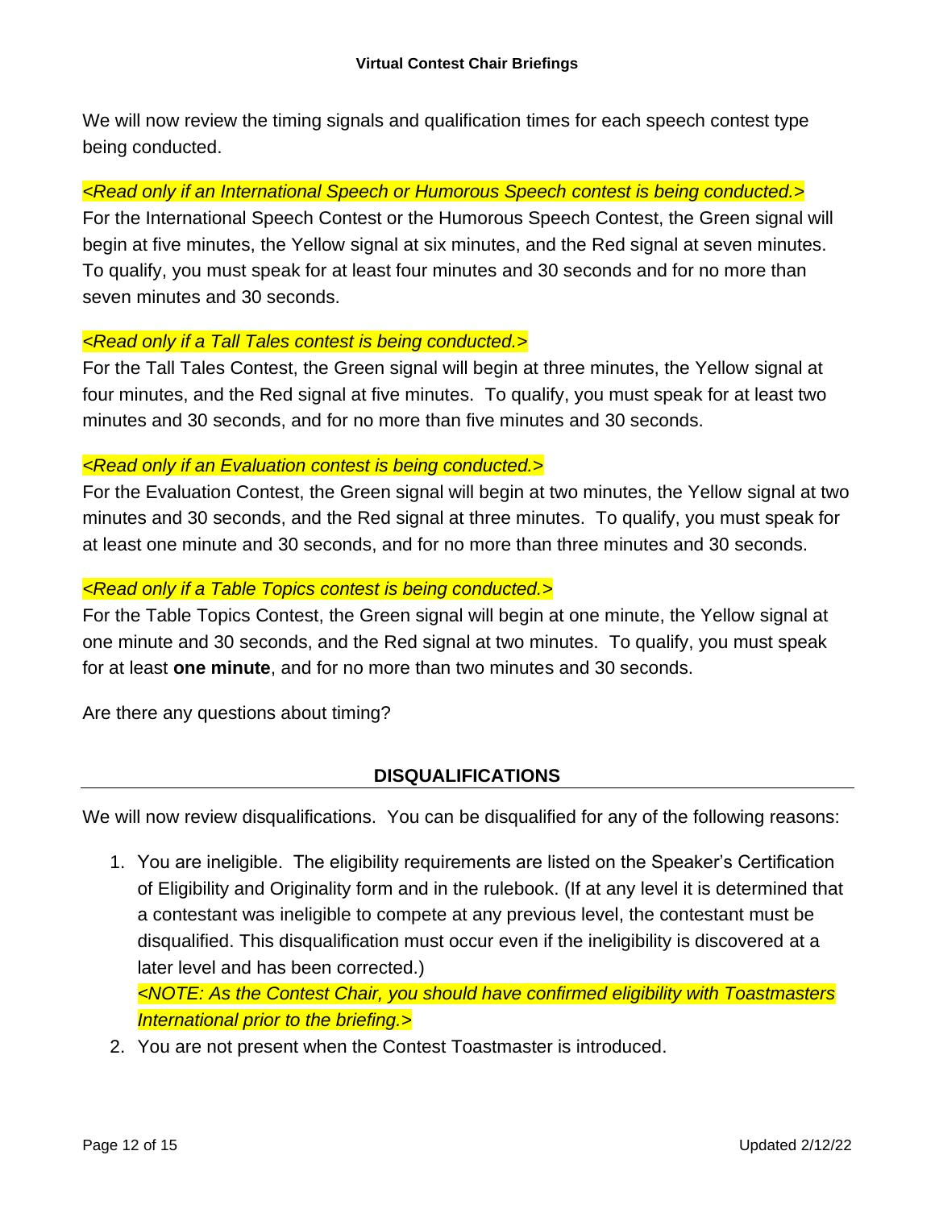We will now review the timing signals and qualification times for each speech contest type being conducted.

*<Read only if an International Speech or Humorous Speech contest is being conducted.>*
For the International Speech Contest or the Humorous Speech Contest, the Green signal will begin at five minutes, the Yellow signal at six minutes, and the Red signal at seven minutes. To qualify, you must speak for at least four minutes and 30 seconds and for no more than seven minutes and 30 seconds.

*<Read only if a Tall Tales contest is being conducted.>*
For the Tall Tales Contest, the Green signal will begin at three minutes, the Yellow signal at four minutes, and the Red signal at five minutes. To qualify, you must speak for at least two minutes and 30 seconds, and for no more than five minutes and 30 seconds.

*<Read only if an Evaluation contest is being conducted.>*
For the Evaluation Contest, the Green signal will begin at two minutes, the Yellow signal at two minutes and 30 seconds, and the Red signal at three minutes. To qualify, you must speak for at least one minute and 30 seconds, and for no more than three minutes and 30 seconds.

*<Read only if a Table Topics contest is being conducted.>*
For the Table Topics Contest, the Green signal will begin at one minute, the Yellow signal at one minute and 30 seconds, and the Red signal at two minutes. To qualify, you must speak for at least **one minute**, and for no more than two minutes and 30 seconds.

Are there any questions about timing?

## DISQUALIFICATIONS

We will now review disqualifications. You can be disqualified for any of the following reasons:

1. You are ineligible. The eligibility requirements are listed on the Speaker's Certification of Eligibility and Originality form and in the rulebook. (If at any level it is determined that a contestant was ineligible to compete at any previous level, the contestant must be disqualified. This disqualification must occur even if the ineligibility is discovered at a later level and has been corrected.)
   *<NOTE: As the Contest Chair, you should have confirmed eligibility with Toastmasters International prior to the briefing.>*
2. You are not present when the Contest Toastmaster is introduced.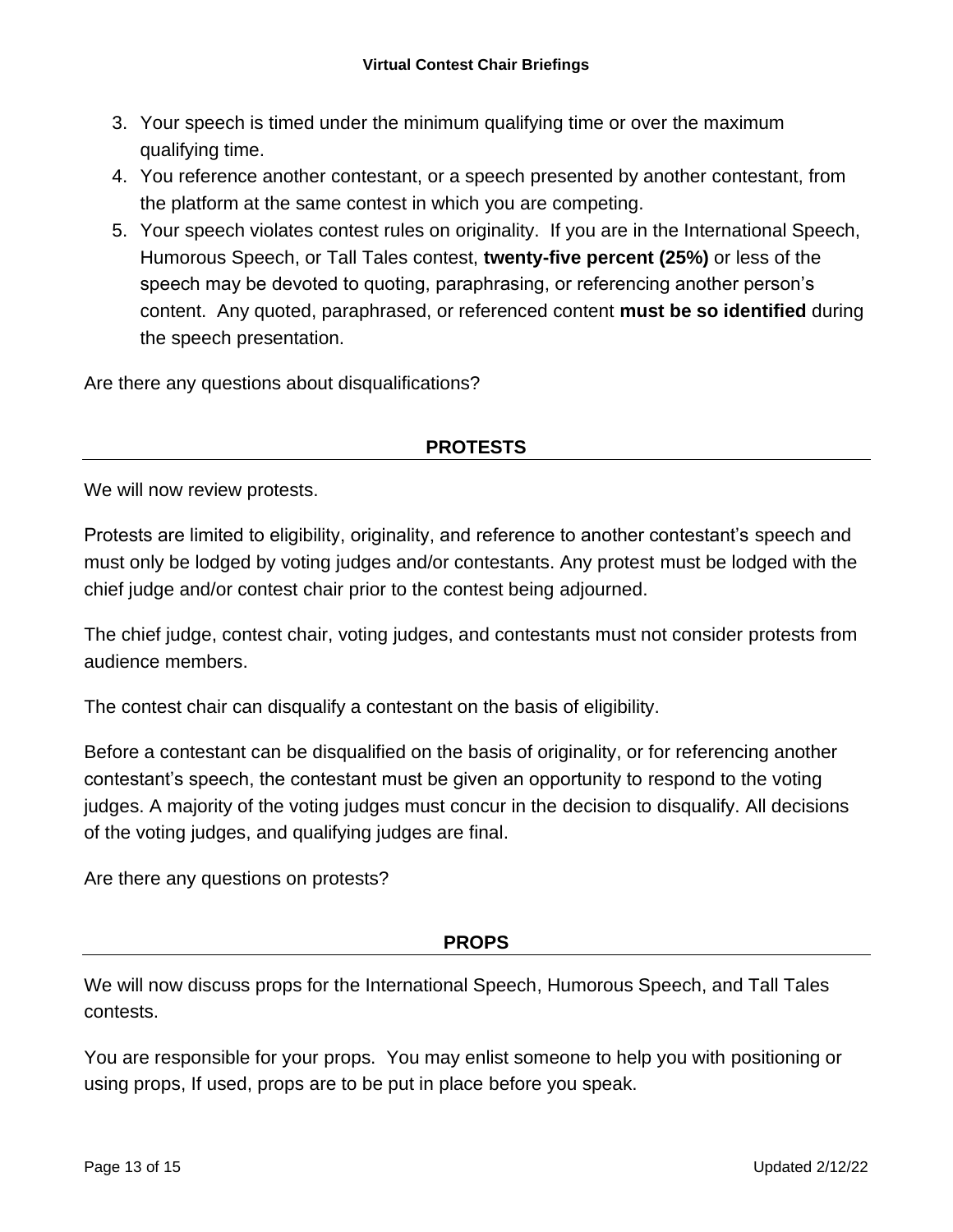3. Your speech is timed under the minimum qualifying time or over the maximum qualifying time.
4. You reference another contestant, or a speech presented by another contestant, from the platform at the same contest in which you are competing.
5. Your speech violates contest rules on originality. If you are in the International Speech, Humorous Speech, or Tall Tales contest, **twenty-five percent (25%)** or less of the speech may be devoted to quoting, paraphrasing, or referencing another person's content. Any quoted, paraphrased, or referenced content **must be so identified** during the speech presentation.

Are there any questions about disqualifications?

## PROTESTS

We will now review protests.

Protests are limited to eligibility, originality, and reference to another contestant's speech and must only be lodged by voting judges and/or contestants. Any protest must be lodged with the chief judge and/or contest chair prior to the contest being adjourned.

The chief judge, contest chair, voting judges, and contestants must not consider protests from audience members.

The contest chair can disqualify a contestant on the basis of eligibility.

Before a contestant can be disqualified on the basis of originality, or for referencing another contestant's speech, the contestant must be given an opportunity to respond to the voting judges. A majority of the voting judges must concur in the decision to disqualify. All decisions of the voting judges, and qualifying judges are final.

Are there any questions on protests?

## PROPS

We will now discuss props for the International Speech, Humorous Speech, and Tall Tales contests.

You are responsible for your props. You may enlist someone to help you with positioning or using props, If used, props are to be put in place before you speak.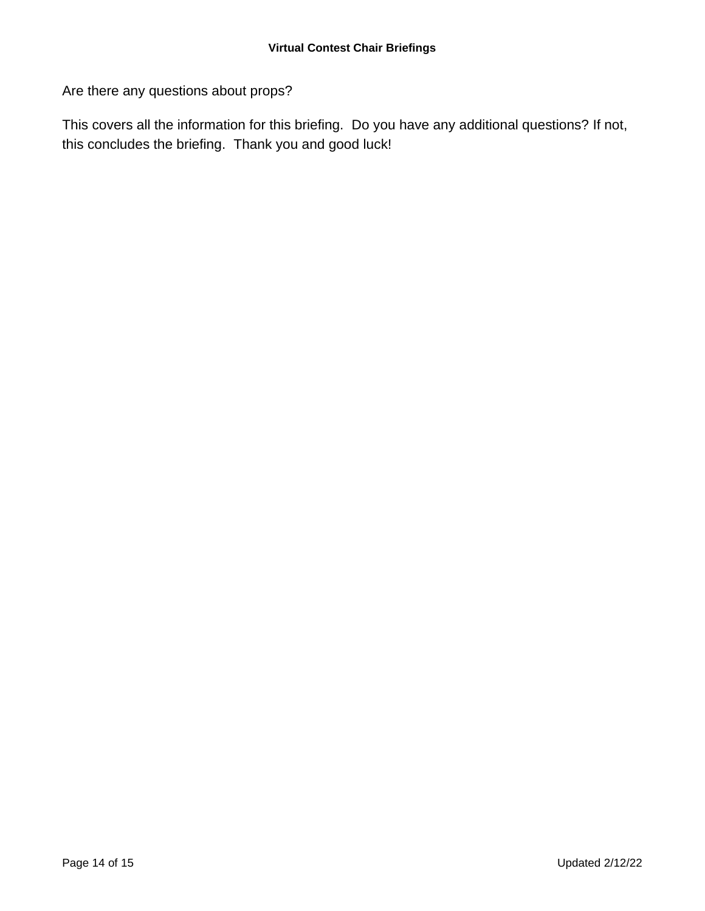Are there any questions about props?

This covers all the information for this briefing. Do you have any additional questions? If not, this concludes the briefing. Thank you and good luck!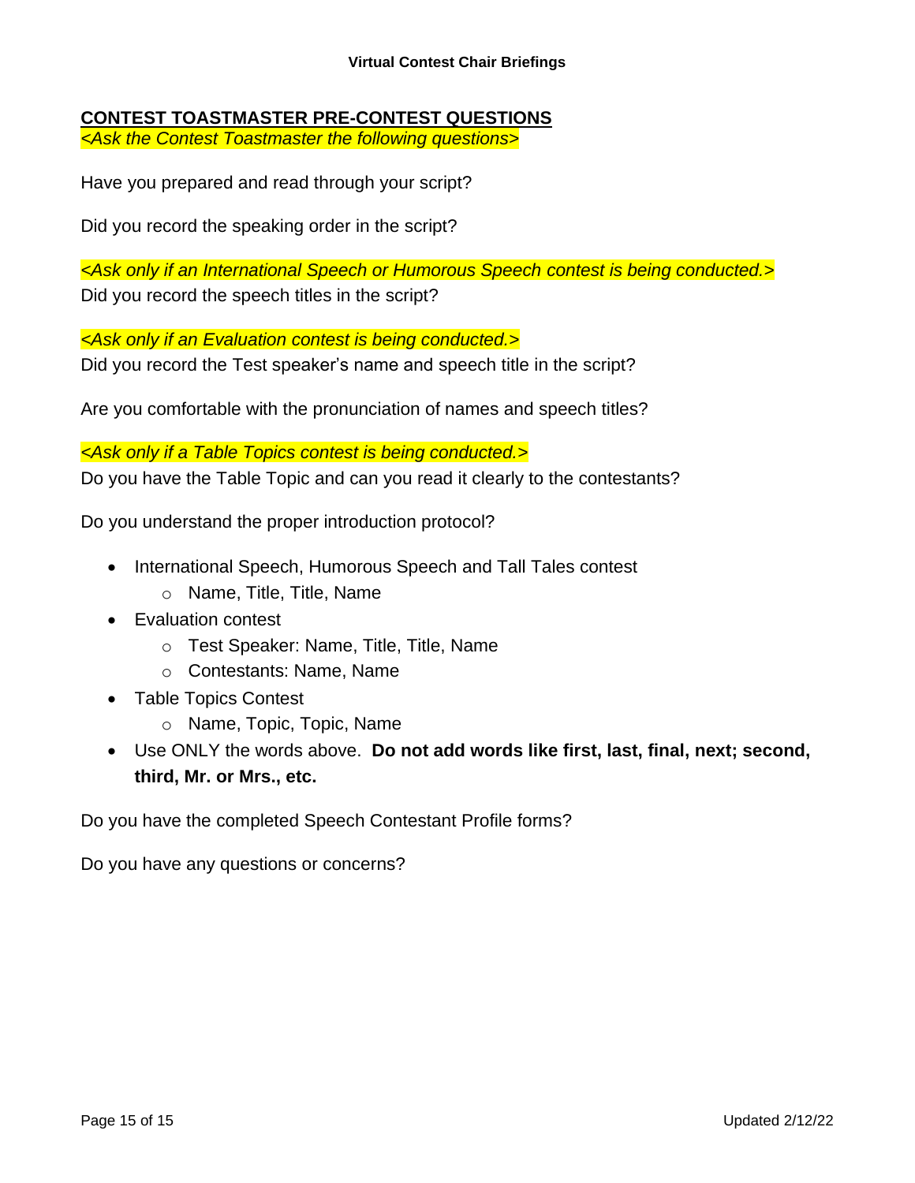## CONTEST TOASTMASTER PRE-CONTEST QUESTIONS

*<Ask the Contest Toastmaster the following questions>*

Have you prepared and read through your script?

Did you record the speaking order in the script?

*<Ask only if an International Speech or Humorous Speech contest is being conducted.>*
Did you record the speech titles in the script?

*<Ask only if an Evaluation contest is being conducted.>*
Did you record the Test speaker's name and speech title in the script?

Are you comfortable with the pronunciation of names and speech titles?

*<Ask only if a Table Topics contest is being conducted.>*
Do you have the Table Topic and can you read it clearly to the contestants?

Do you understand the proper introduction protocol?

- International Speech, Humorous Speech and Tall Tales contest
  - Name, Title, Title, Name
- Evaluation contest
  - Test Speaker: Name, Title, Title, Name
  - Contestants: Name, Name
- Table Topics Contest
  - Name, Topic, Topic, Name
- Use ONLY the words above. **Do not add words like first, last, final, next; second, third, Mr. or Mrs., etc.**

Do you have the completed Speech Contestant Profile forms?

Do you have any questions or concerns?